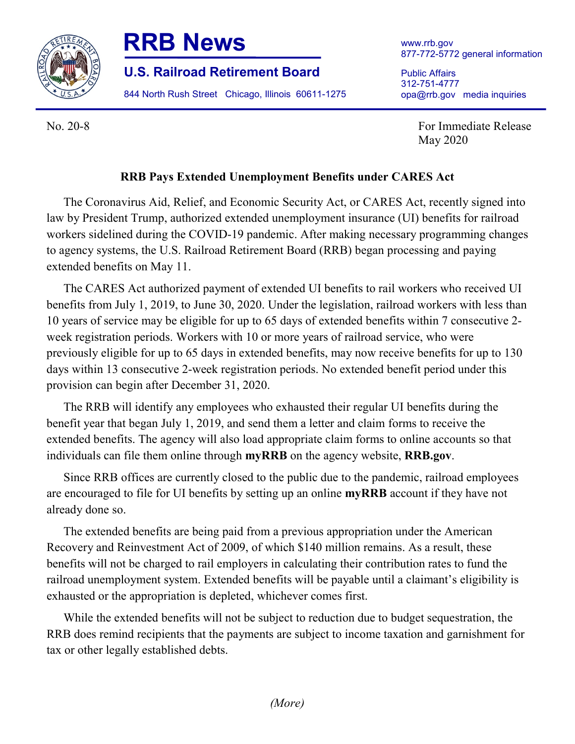# RRB News

## U.S. Railroad Retirement Board

844 North Rush Street Chicago, Illinois 60611-1275

www.rrb.gov
877-772-5772 general information

Public Affairs
312-751-4777
opa@rrb.gov media inquiries

No. 20-8

For Immediate Release
May 2020

### RRB Pays Extended Unemployment Benefits under CARES Act

The Coronavirus Aid, Relief, and Economic Security Act, or CARES Act, recently signed into law by President Trump, authorized extended unemployment insurance (UI) benefits for railroad workers sidelined during the COVID-19 pandemic. After making necessary programming changes to agency systems, the U.S. Railroad Retirement Board (RRB) began processing and paying extended benefits on May 11.

The CARES Act authorized payment of extended UI benefits to rail workers who received UI benefits from July 1, 2019, to June 30, 2020. Under the legislation, railroad workers with less than 10 years of service may be eligible for up to 65 days of extended benefits within 7 consecutive 2-week registration periods. Workers with 10 or more years of railroad service, who were previously eligible for up to 65 days in extended benefits, may now receive benefits for up to 130 days within 13 consecutive 2-week registration periods. No extended benefit period under this provision can begin after December 31, 2020.

The RRB will identify any employees who exhausted their regular UI benefits during the benefit year that began July 1, 2019, and send them a letter and claim forms to receive the extended benefits. The agency will also load appropriate claim forms to online accounts so that individuals can file them online through **myRRB** on the agency website, **RRB.gov**.

Since RRB offices are currently closed to the public due to the pandemic, railroad employees are encouraged to file for UI benefits by setting up an online **myRRB** account if they have not already done so.

The extended benefits are being paid from a previous appropriation under the American Recovery and Reinvestment Act of 2009, of which $140 million remains. As a result, these benefits will not be charged to rail employers in calculating their contribution rates to fund the railroad unemployment system. Extended benefits will be payable until a claimant's eligibility is exhausted or the appropriation is depleted, whichever comes first.

While the extended benefits will not be subject to reduction due to budget sequestration, the RRB does remind recipients that the payments are subject to income taxation and garnishment for tax or other legally established debts.

*(More)*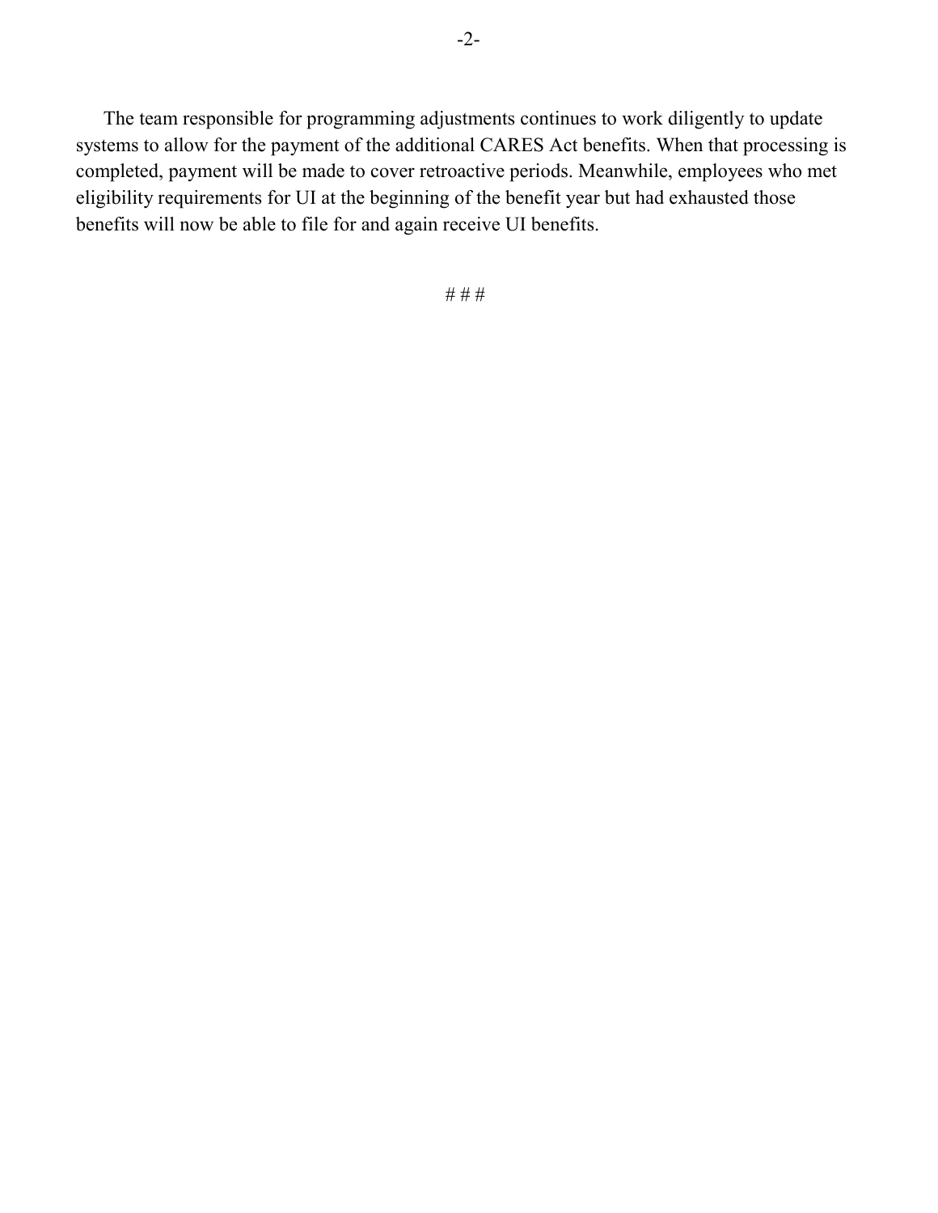The team responsible for programming adjustments continues to work diligently to update systems to allow for the payment of the additional CARES Act benefits. When that processing is completed, payment will be made to cover retroactive periods. Meanwhile, employees who met eligibility requirements for UI at the beginning of the benefit year but had exhausted those benefits will now be able to file for and again receive UI benefits.

# # #